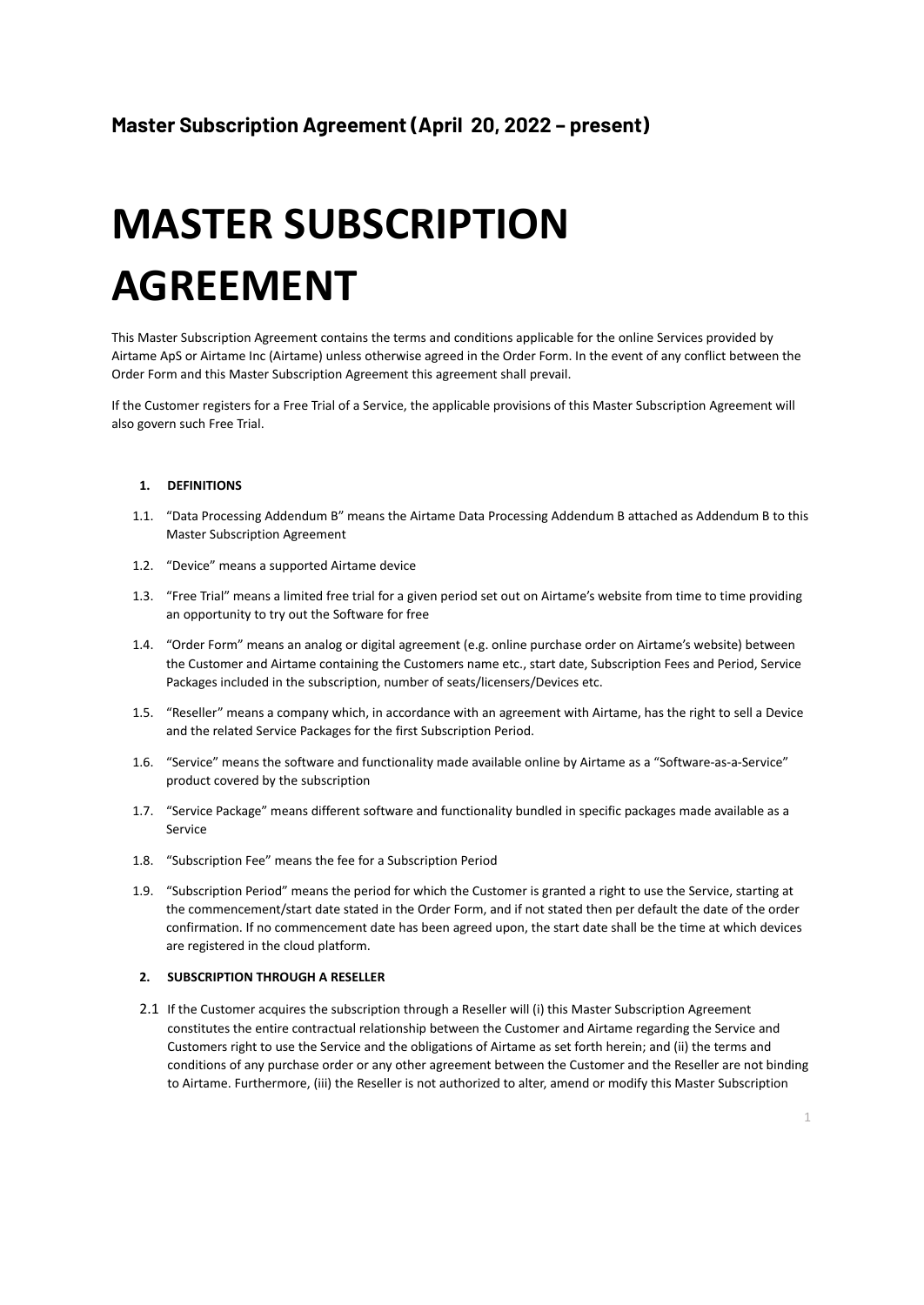## Master Subscription Agreement (April 20, 2022 – present)

# MASTER SUBSCRIPTION AGREEMENT

This Master Subscription Agreement contains the terms and conditions applicable for the online Services provided by Airtame ApS or Airtame Inc (Airtame) unless otherwise agreed in the Order Form. In the event of any conflict between the Order Form and this Master Subscription Agreement this agreement shall prevail.

If the Customer registers for a Free Trial of a Service, the applicable provisions of this Master Subscription Agreement will also govern such Free Trial.

**1. DEFINITIONS**

1.1. "Data Processing Addendum B" means the Airtame Data Processing Addendum B attached as Addendum B to this Master Subscription Agreement

1.2. "Device" means a supported Airtame device

1.3. "Free Trial" means a limited free trial for a given period set out on Airtame's website from time to time providing an opportunity to try out the Software for free

1.4. "Order Form" means an analog or digital agreement (e.g. online purchase order on Airtame's website) between the Customer and Airtame containing the Customers name etc., start date, Subscription Fees and Period, Service Packages included in the subscription, number of seats/licensers/Devices etc.

1.5. "Reseller" means a company which, in accordance with an agreement with Airtame, has the right to sell a Device and the related Service Packages for the first Subscription Period.

1.6. "Service" means the software and functionality made available online by Airtame as a "Software-as-a-Service" product covered by the subscription

1.7. "Service Package" means different software and functionality bundled in specific packages made available as a Service

1.8. "Subscription Fee" means the fee for a Subscription Period

1.9. "Subscription Period" means the period for which the Customer is granted a right to use the Service, starting at the commencement/start date stated in the Order Form, and if not stated then per default the date of the order confirmation. If no commencement date has been agreed upon, the start date shall be the time at which devices are registered in the cloud platform.

**2. SUBSCRIPTION THROUGH A RESELLER**

2.1 If the Customer acquires the subscription through a Reseller will (i) this Master Subscription Agreement constitutes the entire contractual relationship between the Customer and Airtame regarding the Service and Customers right to use the Service and the obligations of Airtame as set forth herein; and (ii) the terms and conditions of any purchase order or any other agreement between the Customer and the Reseller are not binding to Airtame. Furthermore, (iii) the Reseller is not authorized to alter, amend or modify this Master Subscription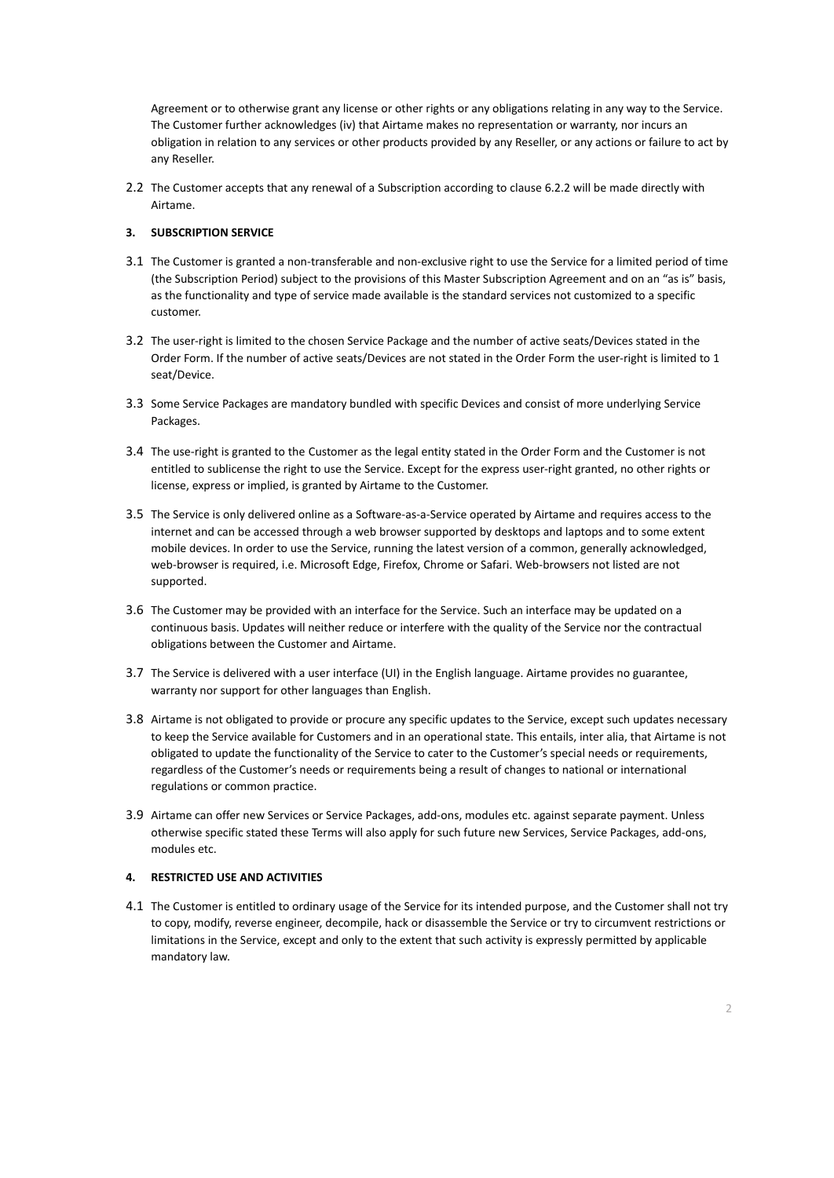Agreement or to otherwise grant any license or other rights or any obligations relating in any way to the Service. The Customer further acknowledges (iv) that Airtame makes no representation or warranty, nor incurs an obligation in relation to any services or other products provided by any Reseller, or any actions or failure to act by any Reseller.

2.2 The Customer accepts that any renewal of a Subscription according to clause 6.2.2 will be made directly with Airtame.

**3. SUBSCRIPTION SERVICE**

3.1 The Customer is granted a non-transferable and non-exclusive right to use the Service for a limited period of time (the Subscription Period) subject to the provisions of this Master Subscription Agreement and on an "as is" basis, as the functionality and type of service made available is the standard services not customized to a specific customer.

3.2 The user-right is limited to the chosen Service Package and the number of active seats/Devices stated in the Order Form. If the number of active seats/Devices are not stated in the Order Form the user-right is limited to 1 seat/Device.

3.3 Some Service Packages are mandatory bundled with specific Devices and consist of more underlying Service Packages.

3.4 The use-right is granted to the Customer as the legal entity stated in the Order Form and the Customer is not entitled to sublicense the right to use the Service. Except for the express user-right granted, no other rights or license, express or implied, is granted by Airtame to the Customer.

3.5 The Service is only delivered online as a Software-as-a-Service operated by Airtame and requires access to the internet and can be accessed through a web browser supported by desktops and laptops and to some extent mobile devices. In order to use the Service, running the latest version of a common, generally acknowledged, web-browser is required, i.e. Microsoft Edge, Firefox, Chrome or Safari. Web-browsers not listed are not supported.

3.6 The Customer may be provided with an interface for the Service. Such an interface may be updated on a continuous basis. Updates will neither reduce or interfere with the quality of the Service nor the contractual obligations between the Customer and Airtame.

3.7 The Service is delivered with a user interface (UI) in the English language. Airtame provides no guarantee, warranty nor support for other languages than English.

3.8 Airtame is not obligated to provide or procure any specific updates to the Service, except such updates necessary to keep the Service available for Customers and in an operational state. This entails, inter alia, that Airtame is not obligated to update the functionality of the Service to cater to the Customer's special needs or requirements, regardless of the Customer's needs or requirements being a result of changes to national or international regulations or common practice.

3.9 Airtame can offer new Services or Service Packages, add-ons, modules etc. against separate payment. Unless otherwise specific stated these Terms will also apply for such future new Services, Service Packages, add-ons, modules etc.

**4. RESTRICTED USE AND ACTIVITIES**

4.1 The Customer is entitled to ordinary usage of the Service for its intended purpose, and the Customer shall not try to copy, modify, reverse engineer, decompile, hack or disassemble the Service or try to circumvent restrictions or limitations in the Service, except and only to the extent that such activity is expressly permitted by applicable mandatory law.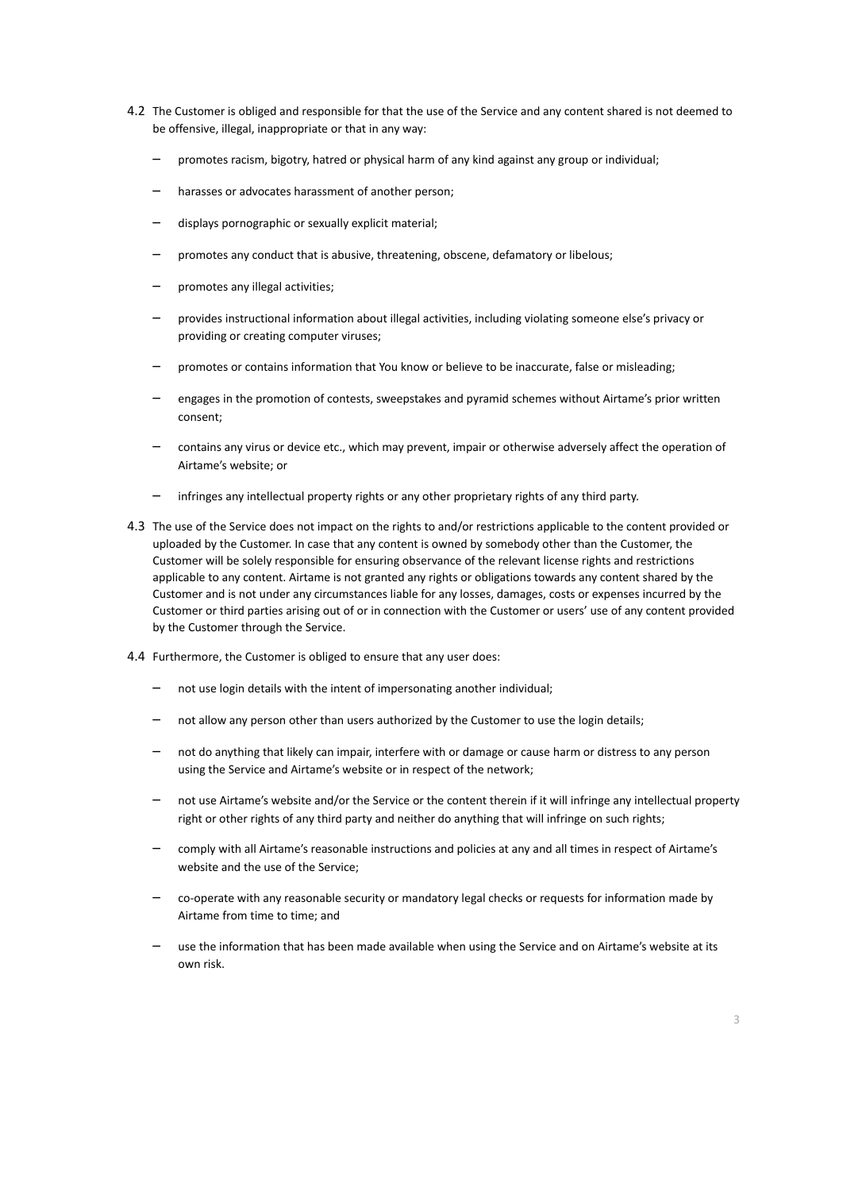4.2 The Customer is obliged and responsible for that the use of the Service and any content shared is not deemed to be offensive, illegal, inappropriate or that in any way:

- promotes racism, bigotry, hatred or physical harm of any kind against any group or individual;
- harasses or advocates harassment of another person;
- displays pornographic or sexually explicit material;
- promotes any conduct that is abusive, threatening, obscene, defamatory or libelous;
- promotes any illegal activities;
- provides instructional information about illegal activities, including violating someone else's privacy or providing or creating computer viruses;
- promotes or contains information that You know or believe to be inaccurate, false or misleading;
- engages in the promotion of contests, sweepstakes and pyramid schemes without Airtame's prior written consent;
- contains any virus or device etc., which may prevent, impair or otherwise adversely affect the operation of Airtame's website; or
- infringes any intellectual property rights or any other proprietary rights of any third party.

4.3 The use of the Service does not impact on the rights to and/or restrictions applicable to the content provided or uploaded by the Customer. In case that any content is owned by somebody other than the Customer, the Customer will be solely responsible for ensuring observance of the relevant license rights and restrictions applicable to any content. Airtame is not granted any rights or obligations towards any content shared by the Customer and is not under any circumstances liable for any losses, damages, costs or expenses incurred by the Customer or third parties arising out of or in connection with the Customer or users' use of any content provided by the Customer through the Service.

4.4 Furthermore, the Customer is obliged to ensure that any user does:

- not use login details with the intent of impersonating another individual;
- not allow any person other than users authorized by the Customer to use the login details;
- not do anything that likely can impair, interfere with or damage or cause harm or distress to any person using the Service and Airtame's website or in respect of the network;
- not use Airtame's website and/or the Service or the content therein if it will infringe any intellectual property right or other rights of any third party and neither do anything that will infringe on such rights;
- comply with all Airtame's reasonable instructions and policies at any and all times in respect of Airtame's website and the use of the Service;
- co-operate with any reasonable security or mandatory legal checks or requests for information made by Airtame from time to time; and
- use the information that has been made available when using the Service and on Airtame's website at its own risk.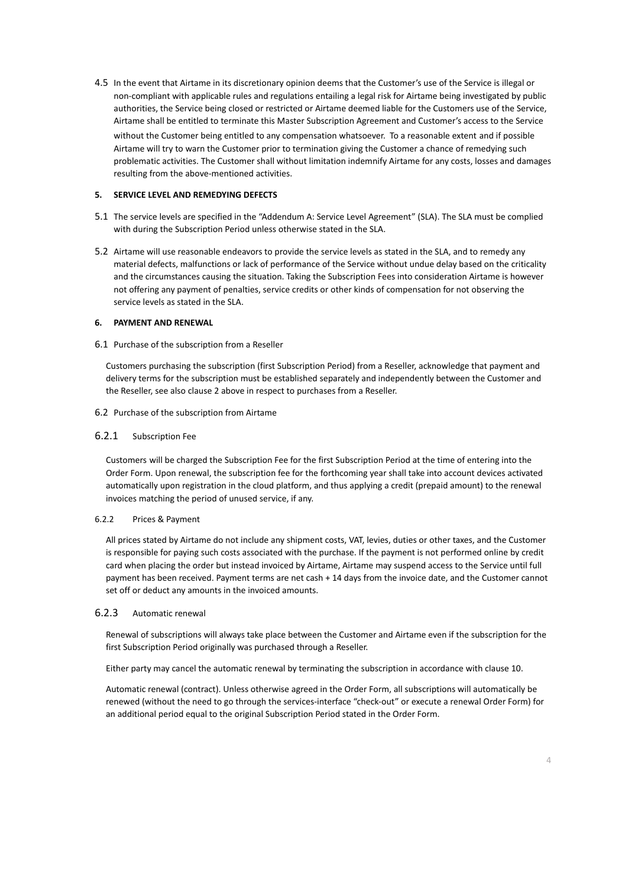4.5 In the event that Airtame in its discretionary opinion deems that the Customer's use of the Service is illegal or non-compliant with applicable rules and regulations entailing a legal risk for Airtame being investigated by public authorities, the Service being closed or restricted or Airtame deemed liable for the Customers use of the Service, Airtame shall be entitled to terminate this Master Subscription Agreement and Customer's access to the Service without the Customer being entitled to any compensation whatsoever. To a reasonable extent and if possible Airtame will try to warn the Customer prior to termination giving the Customer a chance of remedying such problematic activities. The Customer shall without limitation indemnify Airtame for any costs, losses and damages resulting from the above-mentioned activities.

## 5. SERVICE LEVEL AND REMEDYING DEFECTS

5.1 The service levels are specified in the "Addendum A: Service Level Agreement" (SLA). The SLA must be complied with during the Subscription Period unless otherwise stated in the SLA.

5.2 Airtame will use reasonable endeavors to provide the service levels as stated in the SLA, and to remedy any material defects, malfunctions or lack of performance of the Service without undue delay based on the criticality and the circumstances causing the situation. Taking the Subscription Fees into consideration Airtame is however not offering any payment of penalties, service credits or other kinds of compensation for not observing the service levels as stated in the SLA.

## 6. PAYMENT AND RENEWAL

6.1 Purchase of the subscription from a Reseller

Customers purchasing the subscription (first Subscription Period) from a Reseller, acknowledge that payment and delivery terms for the subscription must be established separately and independently between the Customer and the Reseller, see also clause 2 above in respect to purchases from a Reseller.

6.2 Purchase of the subscription from Airtame

6.2.1 Subscription Fee

Customers will be charged the Subscription Fee for the first Subscription Period at the time of entering into the Order Form. Upon renewal, the subscription fee for the forthcoming year shall take into account devices activated automatically upon registration in the cloud platform, and thus applying a credit (prepaid amount) to the renewal invoices matching the period of unused service, if any.

6.2.2 Prices & Payment

All prices stated by Airtame do not include any shipment costs, VAT, levies, duties or other taxes, and the Customer is responsible for paying such costs associated with the purchase. If the payment is not performed online by credit card when placing the order but instead invoiced by Airtame, Airtame may suspend access to the Service until full payment has been received. Payment terms are net cash + 14 days from the invoice date, and the Customer cannot set off or deduct any amounts in the invoiced amounts.

6.2.3 Automatic renewal

Renewal of subscriptions will always take place between the Customer and Airtame even if the subscription for the first Subscription Period originally was purchased through a Reseller.

Either party may cancel the automatic renewal by terminating the subscription in accordance with clause 10.

Automatic renewal (contract). Unless otherwise agreed in the Order Form, all subscriptions will automatically be renewed (without the need to go through the services-interface "check-out" or execute a renewal Order Form) for an additional period equal to the original Subscription Period stated in the Order Form.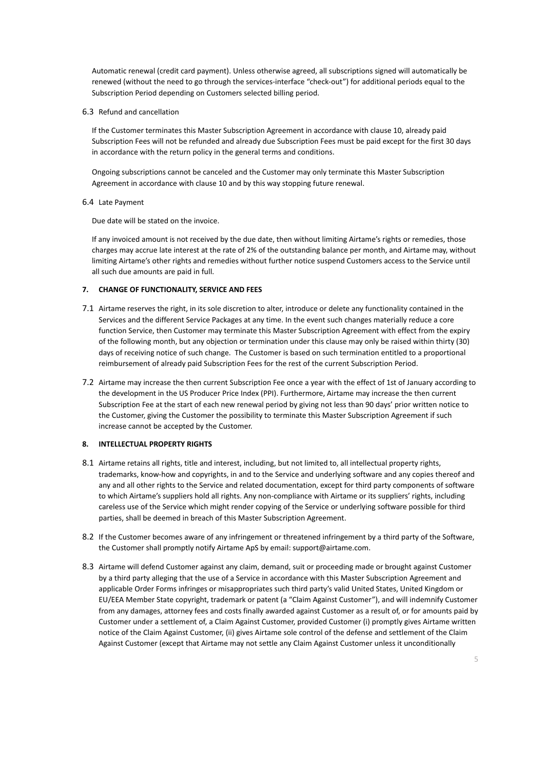Automatic renewal (credit card payment). Unless otherwise agreed, all subscriptions signed will automatically be renewed (without the need to go through the services-interface "check-out") for additional periods equal to the Subscription Period depending on Customers selected billing period.

6.3 Refund and cancellation

If the Customer terminates this Master Subscription Agreement in accordance with clause 10, already paid Subscription Fees will not be refunded and already due Subscription Fees must be paid except for the first 30 days in accordance with the return policy in the general terms and conditions.

Ongoing subscriptions cannot be canceled and the Customer may only terminate this Master Subscription Agreement in accordance with clause 10 and by this way stopping future renewal.

6.4 Late Payment

Due date will be stated on the invoice.

If any invoiced amount is not received by the due date, then without limiting Airtame's rights or remedies, those charges may accrue late interest at the rate of 2% of the outstanding balance per month, and Airtame may, without limiting Airtame's other rights and remedies without further notice suspend Customers access to the Service until all such due amounts are paid in full.

**7. CHANGE OF FUNCTIONALITY, SERVICE AND FEES**

7.1 Airtame reserves the right, in its sole discretion to alter, introduce or delete any functionality contained in the Services and the different Service Packages at any time. In the event such changes materially reduce a core function Service, then Customer may terminate this Master Subscription Agreement with effect from the expiry of the following month, but any objection or termination under this clause may only be raised within thirty (30) days of receiving notice of such change. The Customer is based on such termination entitled to a proportional reimbursement of already paid Subscription Fees for the rest of the current Subscription Period.

7.2 Airtame may increase the then current Subscription Fee once a year with the effect of 1st of January according to the development in the US Producer Price Index (PPI). Furthermore, Airtame may increase the then current Subscription Fee at the start of each new renewal period by giving not less than 90 days' prior written notice to the Customer, giving the Customer the possibility to terminate this Master Subscription Agreement if such increase cannot be accepted by the Customer.

**8. INTELLECTUAL PROPERTY RIGHTS**

8.1 Airtame retains all rights, title and interest, including, but not limited to, all intellectual property rights, trademarks, know-how and copyrights, in and to the Service and underlying software and any copies thereof and any and all other rights to the Service and related documentation, except for third party components of software to which Airtame's suppliers hold all rights. Any non-compliance with Airtame or its suppliers' rights, including careless use of the Service which might render copying of the Service or underlying software possible for third parties, shall be deemed in breach of this Master Subscription Agreement.

8.2 If the Customer becomes aware of any infringement or threatened infringement by a third party of the Software, the Customer shall promptly notify Airtame ApS by email: support@airtame.com.

8.3 Airtame will defend Customer against any claim, demand, suit or proceeding made or brought against Customer by a third party alleging that the use of a Service in accordance with this Master Subscription Agreement and applicable Order Forms infringes or misappropriates such third party's valid United States, United Kingdom or EU/EEA Member State copyright, trademark or patent (a "Claim Against Customer"), and will indemnify Customer from any damages, attorney fees and costs finally awarded against Customer as a result of, or for amounts paid by Customer under a settlement of, a Claim Against Customer, provided Customer (i) promptly gives Airtame written notice of the Claim Against Customer, (ii) gives Airtame sole control of the defense and settlement of the Claim Against Customer (except that Airtame may not settle any Claim Against Customer unless it unconditionally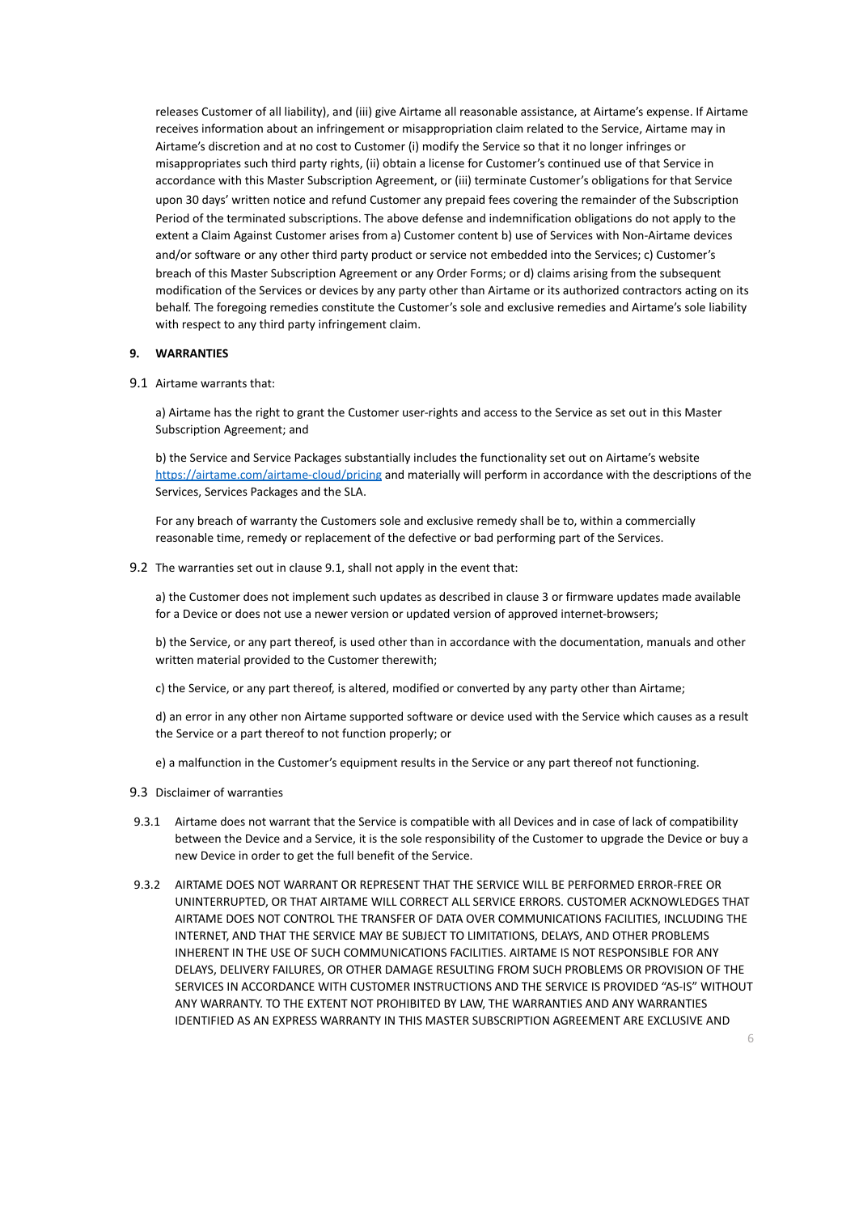releases Customer of all liability), and (iii) give Airtame all reasonable assistance, at Airtame's expense. If Airtame receives information about an infringement or misappropriation claim related to the Service, Airtame may in Airtame's discretion and at no cost to Customer (i) modify the Service so that it no longer infringes or misappropriates such third party rights, (ii) obtain a license for Customer's continued use of that Service in accordance with this Master Subscription Agreement, or (iii) terminate Customer's obligations for that Service upon 30 days' written notice and refund Customer any prepaid fees covering the remainder of the Subscription Period of the terminated subscriptions. The above defense and indemnification obligations do not apply to the extent a Claim Against Customer arises from a) Customer content b) use of Services with Non-Airtame devices and/or software or any other third party product or service not embedded into the Services; c) Customer's breach of this Master Subscription Agreement or any Order Forms; or d) claims arising from the subsequent modification of the Services or devices by any party other than Airtame or its authorized contractors acting on its behalf. The foregoing remedies constitute the Customer's sole and exclusive remedies and Airtame's sole liability with respect to any third party infringement claim.

**9. WARRANTIES**

9.1 Airtame warrants that:

a) Airtame has the right to grant the Customer user-rights and access to the Service as set out in this Master Subscription Agreement; and

b) the Service and Service Packages substantially includes the functionality set out on Airtame's website [https://airtame.com/airtame-cloud/pricing](https://airtame.com/airtame-cloud/pricing) and materially will perform in accordance with the descriptions of the Services, Services Packages and the SLA.

For any breach of warranty the Customers sole and exclusive remedy shall be to, within a commercially reasonable time, remedy or replacement of the defective or bad performing part of the Services.

9.2 The warranties set out in clause 9.1, shall not apply in the event that:

a) the Customer does not implement such updates as described in clause 3 or firmware updates made available for a Device or does not use a newer version or updated version of approved internet-browsers;

b) the Service, or any part thereof, is used other than in accordance with the documentation, manuals and other written material provided to the Customer therewith;

c) the Service, or any part thereof, is altered, modified or converted by any party other than Airtame;

d) an error in any other non Airtame supported software or device used with the Service which causes as a result the Service or a part thereof to not function properly; or

e) a malfunction in the Customer's equipment results in the Service or any part thereof not functioning.

9.3 Disclaimer of warranties

9.3.1 Airtame does not warrant that the Service is compatible with all Devices and in case of lack of compatibility between the Device and a Service, it is the sole responsibility of the Customer to upgrade the Device or buy a new Device in order to get the full benefit of the Service.

9.3.2 AIRTAME DOES NOT WARRANT OR REPRESENT THAT THE SERVICE WILL BE PERFORMED ERROR-FREE OR UNINTERRUPTED, OR THAT AIRTAME WILL CORRECT ALL SERVICE ERRORS. CUSTOMER ACKNOWLEDGES THAT AIRTAME DOES NOT CONTROL THE TRANSFER OF DATA OVER COMMUNICATIONS FACILITIES, INCLUDING THE INTERNET, AND THAT THE SERVICE MAY BE SUBJECT TO LIMITATIONS, DELAYS, AND OTHER PROBLEMS INHERENT IN THE USE OF SUCH COMMUNICATIONS FACILITIES. AIRTAME IS NOT RESPONSIBLE FOR ANY DELAYS, DELIVERY FAILURES, OR OTHER DAMAGE RESULTING FROM SUCH PROBLEMS OR PROVISION OF THE SERVICES IN ACCORDANCE WITH CUSTOMER INSTRUCTIONS AND THE SERVICE IS PROVIDED "AS-IS" WITHOUT ANY WARRANTY. TO THE EXTENT NOT PROHIBITED BY LAW, THE WARRANTIES AND ANY WARRANTIES IDENTIFIED AS AN EXPRESS WARRANTY IN THIS MASTER SUBSCRIPTION AGREEMENT ARE EXCLUSIVE AND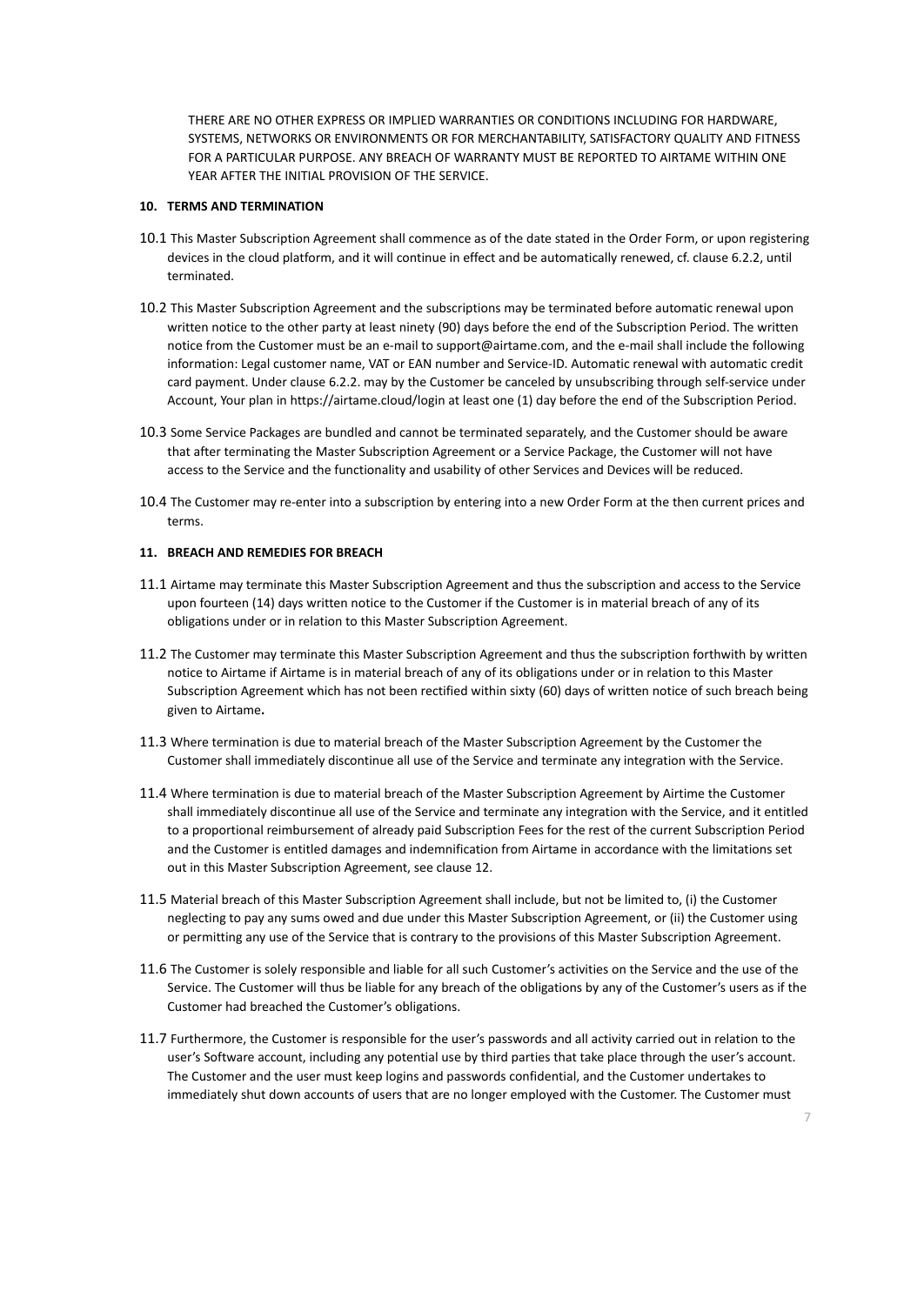THERE ARE NO OTHER EXPRESS OR IMPLIED WARRANTIES OR CONDITIONS INCLUDING FOR HARDWARE, SYSTEMS, NETWORKS OR ENVIRONMENTS OR FOR MERCHANTABILITY, SATISFACTORY QUALITY AND FITNESS FOR A PARTICULAR PURPOSE. ANY BREACH OF WARRANTY MUST BE REPORTED TO AIRTAME WITHIN ONE YEAR AFTER THE INITIAL PROVISION OF THE SERVICE.

## 10. TERMS AND TERMINATION

10.1 This Master Subscription Agreement shall commence as of the date stated in the Order Form, or upon registering devices in the cloud platform, and it will continue in effect and be automatically renewed, cf. clause 6.2.2, until terminated.

10.2 This Master Subscription Agreement and the subscriptions may be terminated before automatic renewal upon written notice to the other party at least ninety (90) days before the end of the Subscription Period. The written notice from the Customer must be an e-mail to support@airtame.com, and the e-mail shall include the following information: Legal customer name, VAT or EAN number and Service-ID. Automatic renewal with automatic credit card payment. Under clause 6.2.2. may by the Customer be canceled by unsubscribing through self-service under Account, Your plan in https://airtame.cloud/login at least one (1) day before the end of the Subscription Period.

10.3 Some Service Packages are bundled and cannot be terminated separately, and the Customer should be aware that after terminating the Master Subscription Agreement or a Service Package, the Customer will not have access to the Service and the functionality and usability of other Services and Devices will be reduced.

10.4 The Customer may re-enter into a subscription by entering into a new Order Form at the then current prices and terms.

## 11. BREACH AND REMEDIES FOR BREACH

11.1 Airtame may terminate this Master Subscription Agreement and thus the subscription and access to the Service upon fourteen (14) days written notice to the Customer if the Customer is in material breach of any of its obligations under or in relation to this Master Subscription Agreement.

11.2 The Customer may terminate this Master Subscription Agreement and thus the subscription forthwith by written notice to Airtame if Airtame is in material breach of any of its obligations under or in relation to this Master Subscription Agreement which has not been rectified within sixty (60) days of written notice of such breach being given to Airtame**.**

11.3 Where termination is due to material breach of the Master Subscription Agreement by the Customer the Customer shall immediately discontinue all use of the Service and terminate any integration with the Service.

11.4 Where termination is due to material breach of the Master Subscription Agreement by Airtime the Customer shall immediately discontinue all use of the Service and terminate any integration with the Service, and it entitled to a proportional reimbursement of already paid Subscription Fees for the rest of the current Subscription Period and the Customer is entitled damages and indemnification from Airtame in accordance with the limitations set out in this Master Subscription Agreement, see clause 12.

11.5 Material breach of this Master Subscription Agreement shall include, but not be limited to, (i) the Customer neglecting to pay any sums owed and due under this Master Subscription Agreement, or (ii) the Customer using or permitting any use of the Service that is contrary to the provisions of this Master Subscription Agreement.

11.6 The Customer is solely responsible and liable for all such Customer's activities on the Service and the use of the Service. The Customer will thus be liable for any breach of the obligations by any of the Customer's users as if the Customer had breached the Customer's obligations.

11.7 Furthermore, the Customer is responsible for the user's passwords and all activity carried out in relation to the user's Software account, including any potential use by third parties that take place through the user's account. The Customer and the user must keep logins and passwords confidential, and the Customer undertakes to immediately shut down accounts of users that are no longer employed with the Customer. The Customer must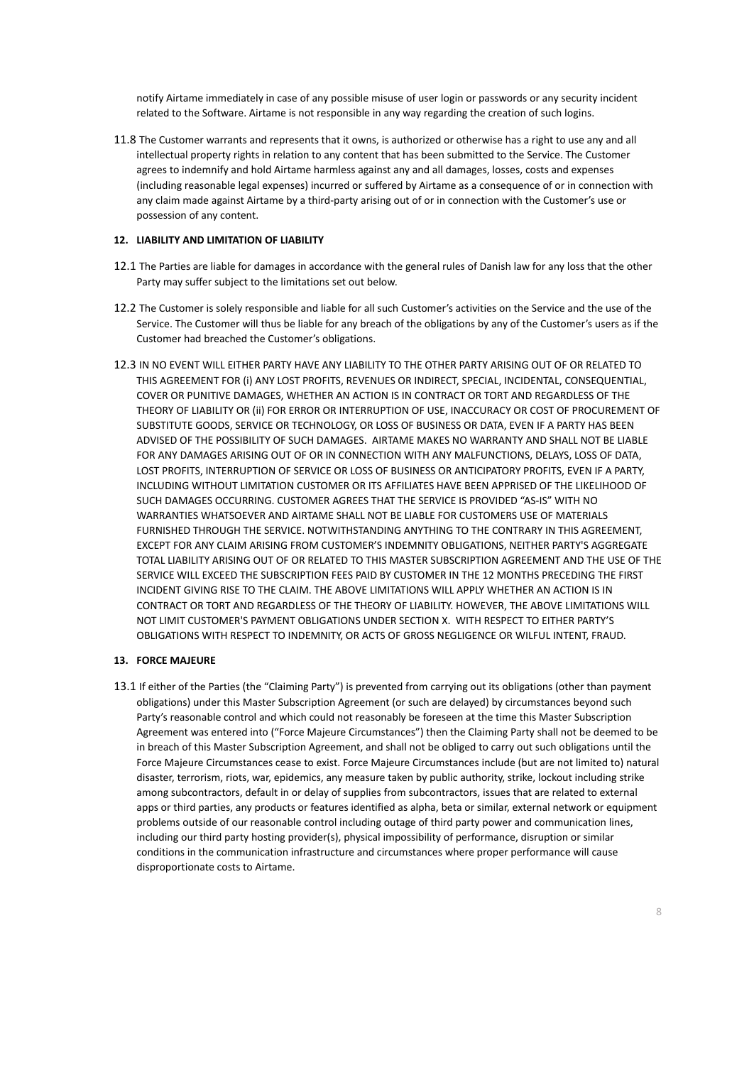notify Airtame immediately in case of any possible misuse of user login or passwords or any security incident related to the Software. Airtame is not responsible in any way regarding the creation of such logins.

11.8 The Customer warrants and represents that it owns, is authorized or otherwise has a right to use any and all intellectual property rights in relation to any content that has been submitted to the Service. The Customer agrees to indemnify and hold Airtame harmless against any and all damages, losses, costs and expenses (including reasonable legal expenses) incurred or suffered by Airtame as a consequence of or in connection with any claim made against Airtame by a third-party arising out of or in connection with the Customer's use or possession of any content.

**12. LIABILITY AND LIMITATION OF LIABILITY**

12.1 The Parties are liable for damages in accordance with the general rules of Danish law for any loss that the other Party may suffer subject to the limitations set out below.

12.2 The Customer is solely responsible and liable for all such Customer's activities on the Service and the use of the Service. The Customer will thus be liable for any breach of the obligations by any of the Customer's users as if the Customer had breached the Customer's obligations.

12.3 IN NO EVENT WILL EITHER PARTY HAVE ANY LIABILITY TO THE OTHER PARTY ARISING OUT OF OR RELATED TO THIS AGREEMENT FOR (i) ANY LOST PROFITS, REVENUES OR INDIRECT, SPECIAL, INCIDENTAL, CONSEQUENTIAL, COVER OR PUNITIVE DAMAGES, WHETHER AN ACTION IS IN CONTRACT OR TORT AND REGARDLESS OF THE THEORY OF LIABILITY OR (ii) FOR ERROR OR INTERRUPTION OF USE, INACCURACY OR COST OF PROCUREMENT OF SUBSTITUTE GOODS, SERVICE OR TECHNOLOGY, OR LOSS OF BUSINESS OR DATA, EVEN IF A PARTY HAS BEEN ADVISED OF THE POSSIBILITY OF SUCH DAMAGES. AIRTAME MAKES NO WARRANTY AND SHALL NOT BE LIABLE FOR ANY DAMAGES ARISING OUT OF OR IN CONNECTION WITH ANY MALFUNCTIONS, DELAYS, LOSS OF DATA, LOST PROFITS, INTERRUPTION OF SERVICE OR LOSS OF BUSINESS OR ANTICIPATORY PROFITS, EVEN IF A PARTY, INCLUDING WITHOUT LIMITATION CUSTOMER OR ITS AFFILIATES HAVE BEEN APPRISED OF THE LIKELIHOOD OF SUCH DAMAGES OCCURRING. CUSTOMER AGREES THAT THE SERVICE IS PROVIDED "AS-IS" WITH NO WARRANTIES WHATSOEVER AND AIRTAME SHALL NOT BE LIABLE FOR CUSTOMERS USE OF MATERIALS FURNISHED THROUGH THE SERVICE. NOTWITHSTANDING ANYTHING TO THE CONTRARY IN THIS AGREEMENT, EXCEPT FOR ANY CLAIM ARISING FROM CUSTOMER'S INDEMNITY OBLIGATIONS, NEITHER PARTY'S AGGREGATE TOTAL LIABILITY ARISING OUT OF OR RELATED TO THIS MASTER SUBSCRIPTION AGREEMENT AND THE USE OF THE SERVICE WILL EXCEED THE SUBSCRIPTION FEES PAID BY CUSTOMER IN THE 12 MONTHS PRECEDING THE FIRST INCIDENT GIVING RISE TO THE CLAIM. THE ABOVE LIMITATIONS WILL APPLY WHETHER AN ACTION IS IN CONTRACT OR TORT AND REGARDLESS OF THE THEORY OF LIABILITY. HOWEVER, THE ABOVE LIMITATIONS WILL NOT LIMIT CUSTOMER'S PAYMENT OBLIGATIONS UNDER SECTION X. WITH RESPECT TO EITHER PARTY'S OBLIGATIONS WITH RESPECT TO INDEMNITY, OR ACTS OF GROSS NEGLIGENCE OR WILFUL INTENT, FRAUD.

**13. FORCE MAJEURE**

13.1 If either of the Parties (the "Claiming Party") is prevented from carrying out its obligations (other than payment obligations) under this Master Subscription Agreement (or such are delayed) by circumstances beyond such Party's reasonable control and which could not reasonably be foreseen at the time this Master Subscription Agreement was entered into ("Force Majeure Circumstances") then the Claiming Party shall not be deemed to be in breach of this Master Subscription Agreement, and shall not be obliged to carry out such obligations until the Force Majeure Circumstances cease to exist. Force Majeure Circumstances include (but are not limited to) natural disaster, terrorism, riots, war, epidemics, any measure taken by public authority, strike, lockout including strike among subcontractors, default in or delay of supplies from subcontractors, issues that are related to external apps or third parties, any products or features identified as alpha, beta or similar, external network or equipment problems outside of our reasonable control including outage of third party power and communication lines, including our third party hosting provider(s), physical impossibility of performance, disruption or similar conditions in the communication infrastructure and circumstances where proper performance will cause disproportionate costs to Airtame.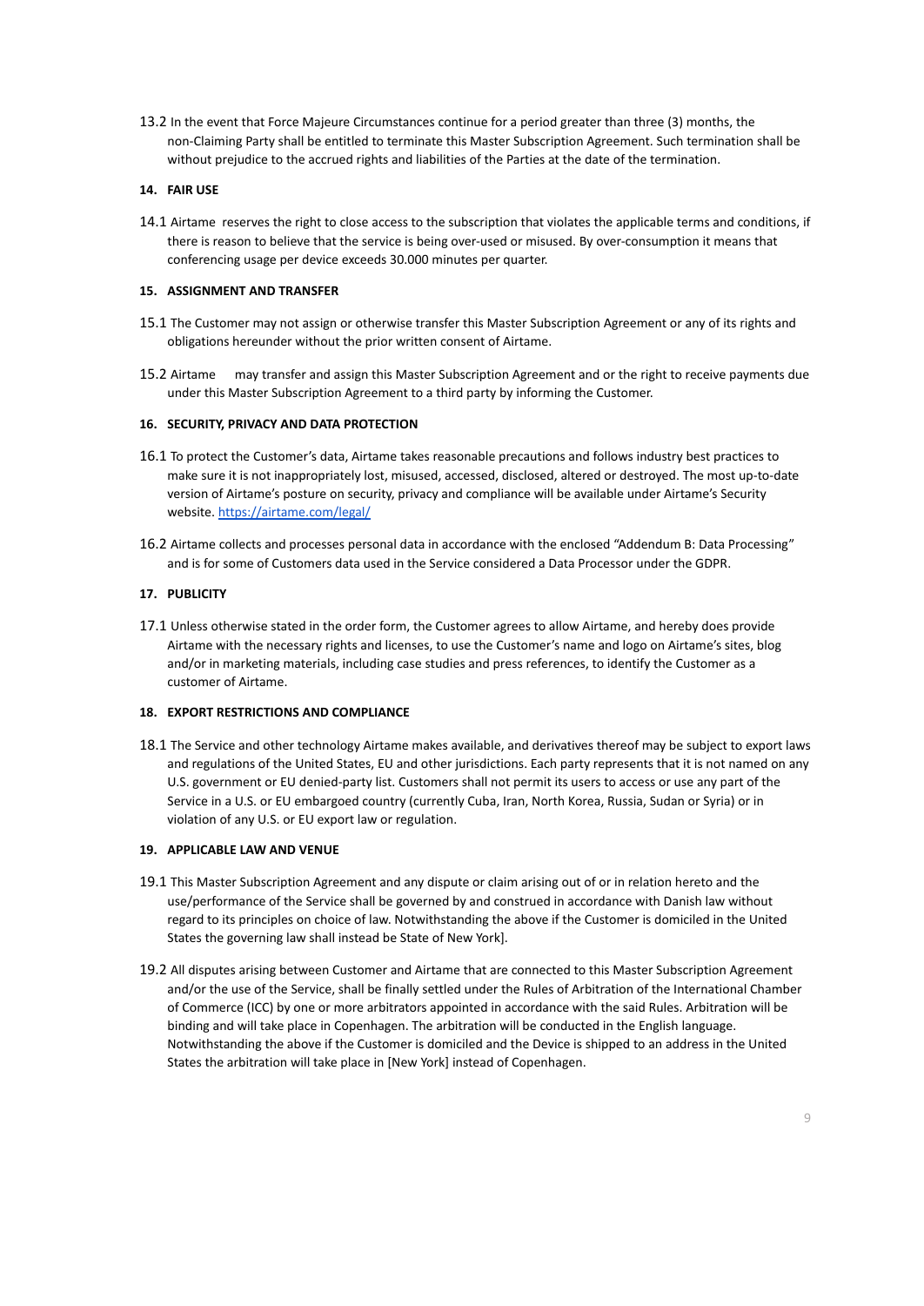13.2 In the event that Force Majeure Circumstances continue for a period greater than three (3) months, the non-Claiming Party shall be entitled to terminate this Master Subscription Agreement. Such termination shall be without prejudice to the accrued rights and liabilities of the Parties at the date of the termination.

## 14. FAIR USE

14.1 Airtame reserves the right to close access to the subscription that violates the applicable terms and conditions, if there is reason to believe that the service is being over-used or misused. By over-consumption it means that conferencing usage per device exceeds 30.000 minutes per quarter.

## 15. ASSIGNMENT AND TRANSFER

15.1 The Customer may not assign or otherwise transfer this Master Subscription Agreement or any of its rights and obligations hereunder without the prior written consent of Airtame.

15.2 Airtame may transfer and assign this Master Subscription Agreement and or the right to receive payments due under this Master Subscription Agreement to a third party by informing the Customer.

## 16. SECURITY, PRIVACY AND DATA PROTECTION

16.1 To protect the Customer's data, Airtame takes reasonable precautions and follows industry best practices to make sure it is not inappropriately lost, misused, accessed, disclosed, altered or destroyed. The most up-to-date version of Airtame's posture on security, privacy and compliance will be available under Airtame's Security website. [https://airtame.com/legal/](https://airtame.com/legal/)

16.2 Airtame collects and processes personal data in accordance with the enclosed "Addendum B: Data Processing" and is for some of Customers data used in the Service considered a Data Processor under the GDPR.

## 17. PUBLICITY

17.1 Unless otherwise stated in the order form, the Customer agrees to allow Airtame, and hereby does provide Airtame with the necessary rights and licenses, to use the Customer's name and logo on Airtame's sites, blog and/or in marketing materials, including case studies and press references, to identify the Customer as a customer of Airtame.

## 18. EXPORT RESTRICTIONS AND COMPLIANCE

18.1 The Service and other technology Airtame makes available, and derivatives thereof may be subject to export laws and regulations of the United States, EU and other jurisdictions. Each party represents that it is not named on any U.S. government or EU denied-party list. Customers shall not permit its users to access or use any part of the Service in a U.S. or EU embargoed country (currently Cuba, Iran, North Korea, Russia, Sudan or Syria) or in violation of any U.S. or EU export law or regulation.

## 19. APPLICABLE LAW AND VENUE

19.1 This Master Subscription Agreement and any dispute or claim arising out of or in relation hereto and the use/performance of the Service shall be governed by and construed in accordance with Danish law without regard to its principles on choice of law. Notwithstanding the above if the Customer is domiciled in the United States the governing law shall instead be State of New York].

19.2 All disputes arising between Customer and Airtame that are connected to this Master Subscription Agreement and/or the use of the Service, shall be finally settled under the Rules of Arbitration of the International Chamber of Commerce (ICC) by one or more arbitrators appointed in accordance with the said Rules. Arbitration will be binding and will take place in Copenhagen. The arbitration will be conducted in the English language. Notwithstanding the above if the Customer is domiciled and the Device is shipped to an address in the United States the arbitration will take place in [New York] instead of Copenhagen.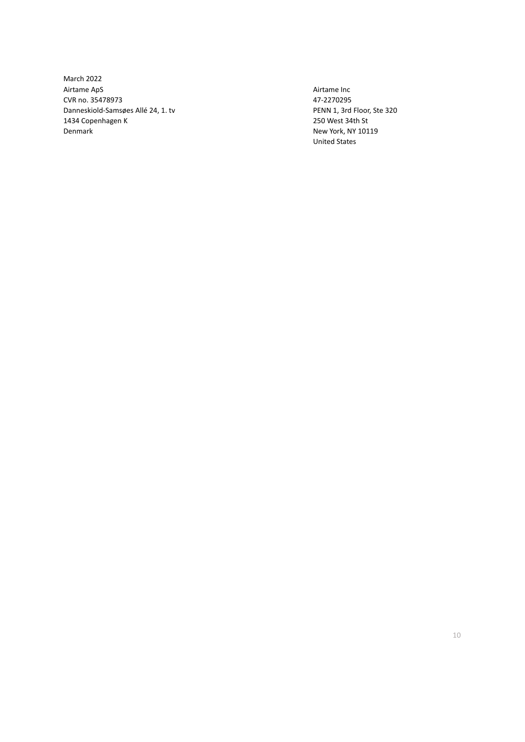March 2022

Airtame ApS
CVR no. 35478973
Danneskiold-Samsøes Allé 24, 1. tv
1434 Copenhagen K
Denmark

Airtame Inc
47-2270295
PENN 1, 3rd Floor, Ste 320
250 West 34th St
New York, NY 10119
United States